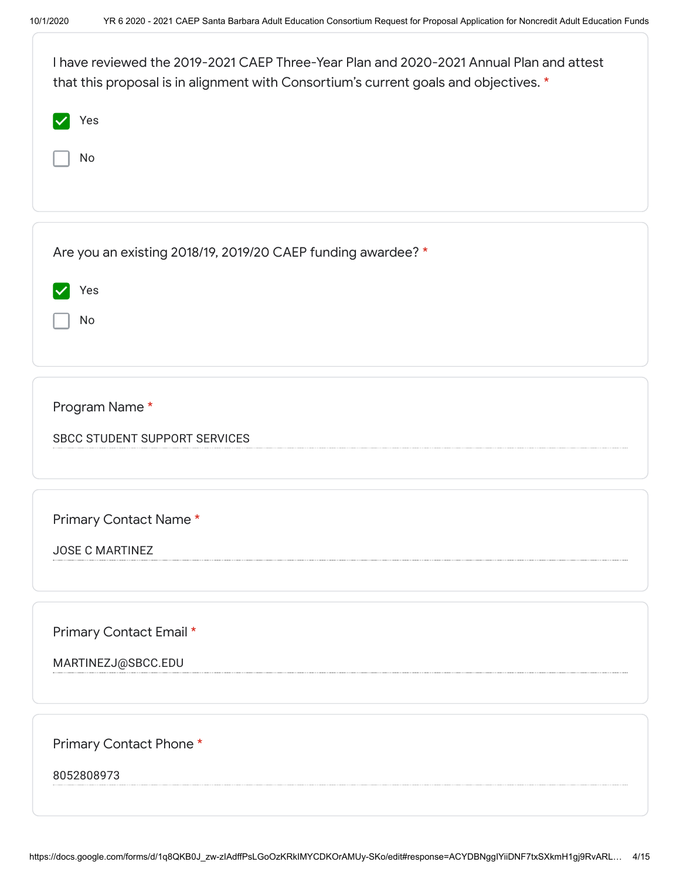I have reviewed the 2019-2021 CAEP Three-Year Plan and 2020-2021 Annual Plan and attest that this proposal is in alignment with Consortium's current goals and objectives. *

- [x] Yes
- [ ] No

Are you an existing 2018/19, 2019/20 CAEP funding awardee? *

- [x] Yes
- [ ] No

Program Name *

SBCC STUDENT SUPPORT SERVICES

Primary Contact Name *

JOSE C MARTINEZ

Primary Contact Email *

MARTINEZJ@SBCC.EDU

Primary Contact Phone *

8052808973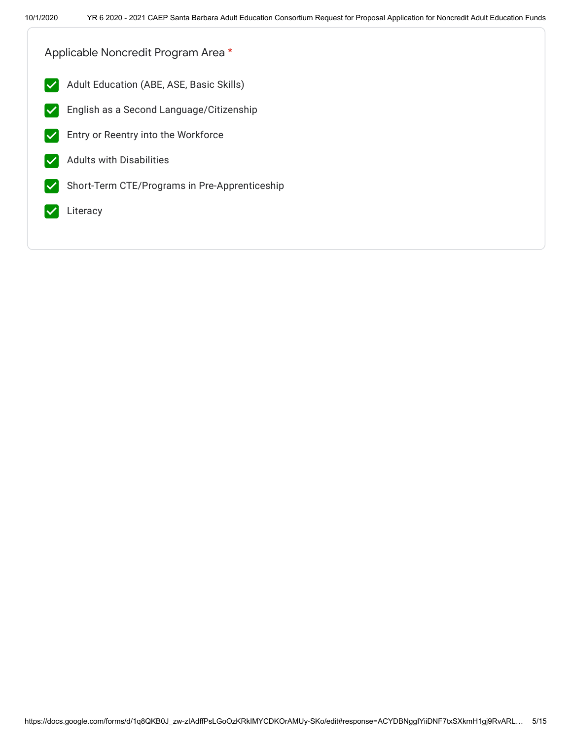Applicable Noncredit Program Area *

- [x] Adult Education (ABE, ASE, Basic Skills)
- [x] English as a Second Language/Citizenship
- [x] Entry or Reentry into the Workforce
- [x] Adults with Disabilities
- [x] Short-Term CTE/Programs in Pre-Apprenticeship
- [x] Literacy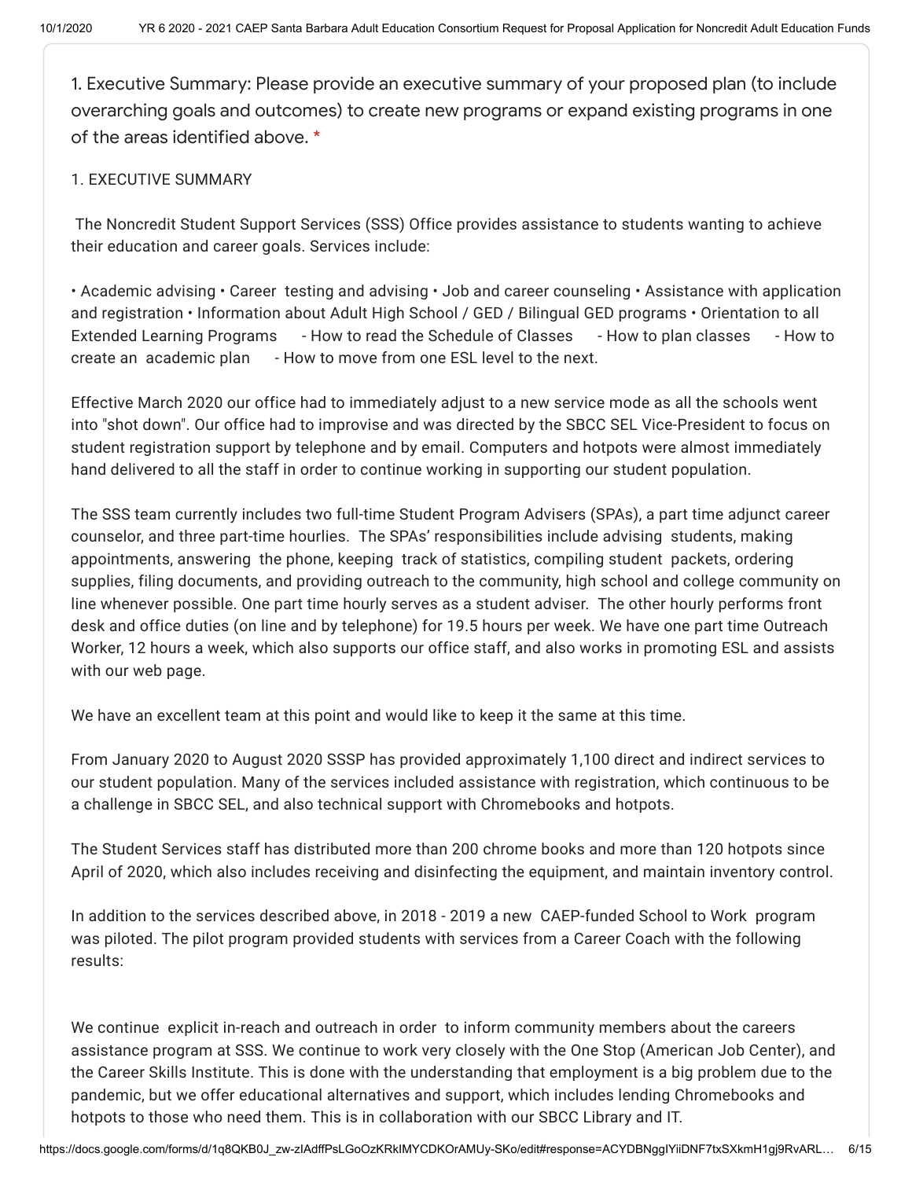1. Executive Summary: Please provide an executive summary of your proposed plan (to include overarching goals and outcomes) to create new programs or expand existing programs in one of the areas identified above. *

1. EXECUTIVE SUMMARY

The Noncredit Student Support Services (SSS) Office provides assistance to students wanting to achieve their education and career goals. Services include:

• Academic advising • Career testing and advising • Job and career counseling • Assistance with application and registration • Information about Adult High School / GED / Bilingual GED programs • Orientation to all Extended Learning Programs - How to read the Schedule of Classes - How to plan classes - How to create an academic plan - How to move from one ESL level to the next.

Effective March 2020 our office had to immediately adjust to a new service mode as all the schools went into "shot down". Our office had to improvise and was directed by the SBCC SEL Vice-President to focus on student registration support by telephone and by email. Computers and hotpots were almost immediately hand delivered to all the staff in order to continue working in supporting our student population.

The SSS team currently includes two full-time Student Program Advisers (SPAs), a part time adjunct career counselor, and three part-time hourlies. The SPAs' responsibilities include advising students, making appointments, answering the phone, keeping track of statistics, compiling student packets, ordering supplies, filing documents, and providing outreach to the community, high school and college community on line whenever possible. One part time hourly serves as a student adviser. The other hourly performs front desk and office duties (on line and by telephone) for 19.5 hours per week. We have one part time Outreach Worker, 12 hours a week, which also supports our office staff, and also works in promoting ESL and assists with our web page.

We have an excellent team at this point and would like to keep it the same at this time.

From January 2020 to August 2020 SSSP has provided approximately 1,100 direct and indirect services to our student population. Many of the services included assistance with registration, which continuous to be a challenge in SBCC SEL, and also technical support with Chromebooks and hotpots.

The Student Services staff has distributed more than 200 chrome books and more than 120 hotpots since April of 2020, which also includes receiving and disinfecting the equipment, and maintain inventory control.

In addition to the services described above, in 2018 - 2019 a new CAEP-funded School to Work program was piloted. The pilot program provided students with services from a Career Coach with the following results:

We continue explicit in-reach and outreach in order to inform community members about the careers assistance program at SSS. We continue to work very closely with the One Stop (American Job Center), and the Career Skills Institute. This is done with the understanding that employment is a big problem due to the pandemic, but we offer educational alternatives and support, which includes lending Chromebooks and hotpots to those who need them. This is in collaboration with our SBCC Library and IT.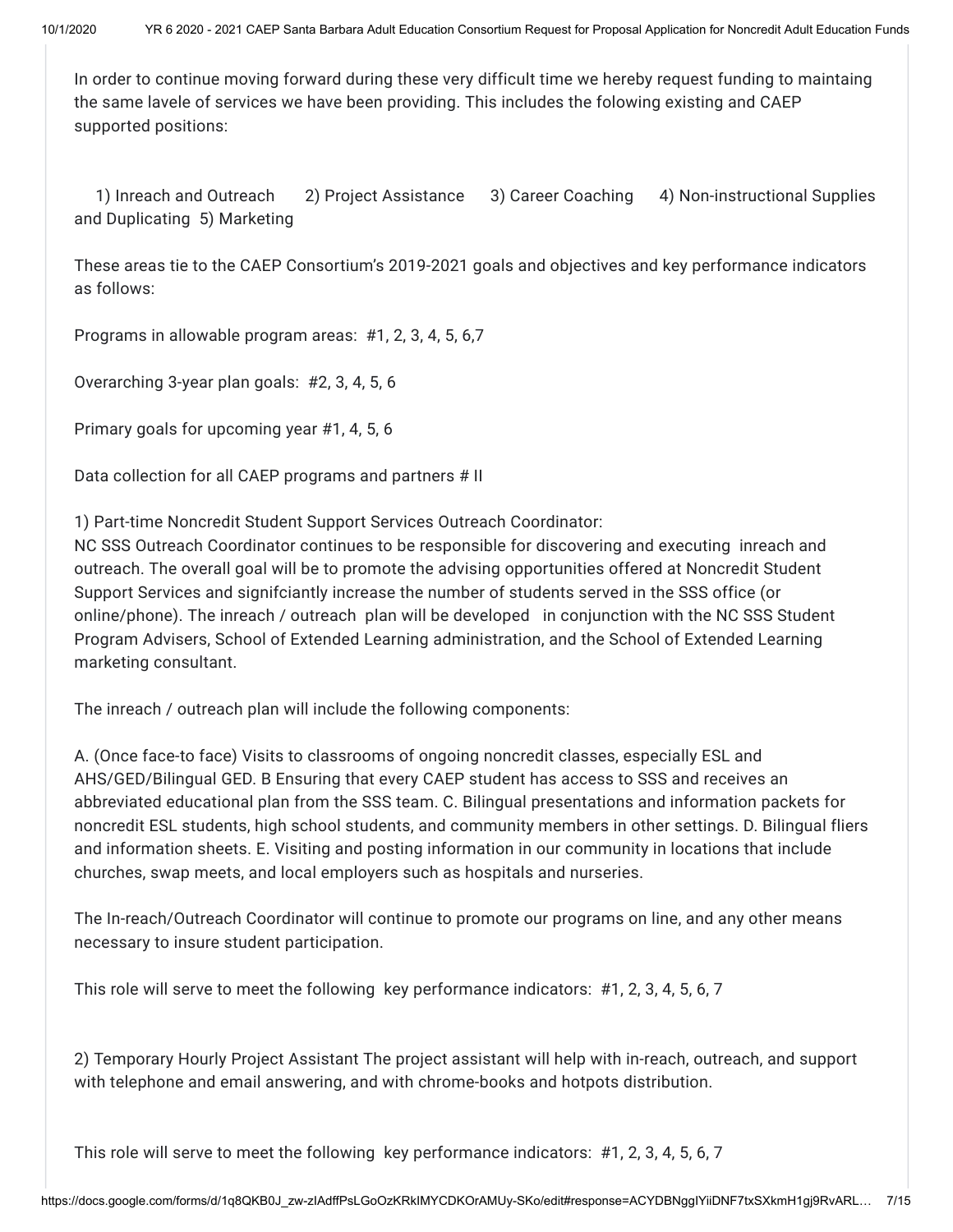In order to continue moving forward during these very difficult time we hereby request funding to maintaing the same lavele of services we have been providing. This includes the folowing existing and CAEP supported positions:

1) Inreach and Outreach   2) Project Assistance   3) Career Coaching   4) Non-instructional Supplies and Duplicating  5) Marketing

These areas tie to the CAEP Consortium's 2019-2021 goals and objectives and key performance indicators as follows:

Programs in allowable program areas:  #1, 2, 3, 4, 5, 6,7

Overarching 3-year plan goals:  #2, 3, 4, 5, 6

Primary goals for upcoming year #1, 4, 5, 6

Data collection for all CAEP programs and partners # II

1) Part-time Noncredit Student Support Services Outreach Coordinator:
NC SSS Outreach Coordinator continues to be responsible for discovering and executing  inreach and outreach. The overall goal will be to promote the advising opportunities offered at Noncredit Student Support Services and signifciantly increase the number of students served in the SSS office (or online/phone). The inreach / outreach  plan will be developed   in conjunction with the NC SSS Student Program Advisers, School of Extended Learning administration, and the School of Extended Learning marketing consultant.

The inreach / outreach plan will include the following components:

A. (Once face-to face) Visits to classrooms of ongoing noncredit classes, especially ESL and AHS/GED/Bilingual GED. B Ensuring that every CAEP student has access to SSS and receives an abbreviated educational plan from the SSS team. C. Bilingual presentations and information packets for noncredit ESL students, high school students, and community members in other settings. D. Bilingual fliers and information sheets. E. Visiting and posting information in our community in locations that include churches, swap meets, and local employers such as hospitals and nurseries.

The In-reach/Outreach Coordinator will continue to promote our programs on line, and any other means necessary to insure student participation.

This role will serve to meet the following  key performance indicators:  #1, 2, 3, 4, 5, 6, 7

2) Temporary Hourly Project Assistant The project assistant will help with in-reach, outreach, and support with telephone and email answering, and with chrome-books and hotpots distribution.

This role will serve to meet the following  key performance indicators:  #1, 2, 3, 4, 5, 6, 7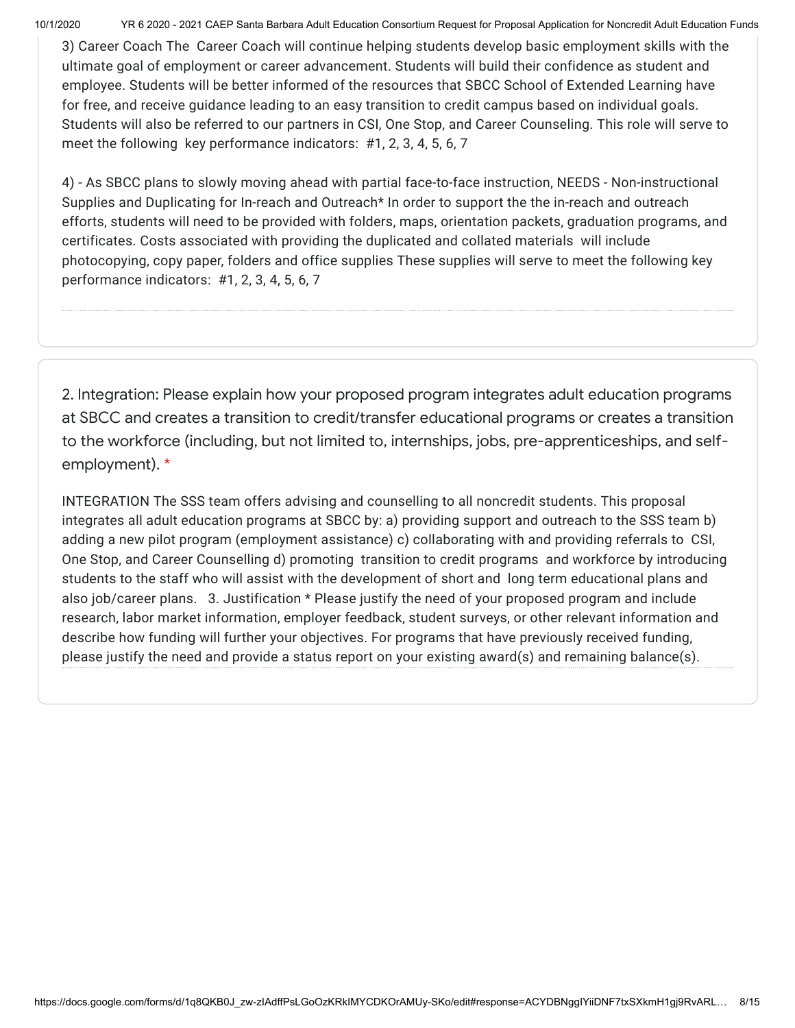3) Career Coach The  Career Coach will continue helping students develop basic employment skills with the ultimate goal of employment or career advancement. Students will build their confidence as student and employee. Students will be better informed of the resources that SBCC School of Extended Learning have for free, and receive guidance leading to an easy transition to credit campus based on individual goals. Students will also be referred to our partners in CSI, One Stop, and Career Counseling. This role will serve to meet the following  key performance indicators:  #1, 2, 3, 4, 5, 6, 7

4) - As SBCC plans to slowly moving ahead with partial face-to-face instruction, NEEDS - Non-instructional Supplies and Duplicating for In-reach and Outreach* In order to support the the in-reach and outreach efforts, students will need to be provided with folders, maps, orientation packets, graduation programs, and certificates. Costs associated with providing the duplicated and collated materials  will include photocopying, copy paper, folders and office supplies These supplies will serve to meet the following key performance indicators:  #1, 2, 3, 4, 5, 6, 7

---

## 2. Integration: Please explain how your proposed program integrates adult education programs at SBCC and creates a transition to credit/transfer educational programs or creates a transition to the workforce (including, but not limited to, internships, jobs, pre-apprenticeships, and self-employment). *

INTEGRATION The SSS team offers advising and counselling to all noncredit students. This proposal integrates all adult education programs at SBCC by: a) providing support and outreach to the SSS team b) adding a new pilot program (employment assistance) c) collaborating with and providing referrals to  CSI, One Stop, and Career Counselling d) promoting  transition to credit programs  and workforce by introducing students to the staff who will assist with the development of short and  long term educational plans and also job/career plans.   3. Justification * Please justify the need of your proposed program and include research, labor market information, employer feedback, student surveys, or other relevant information and describe how funding will further your objectives. For programs that have previously received funding, please justify the need and provide a status report on your existing award(s) and remaining balance(s).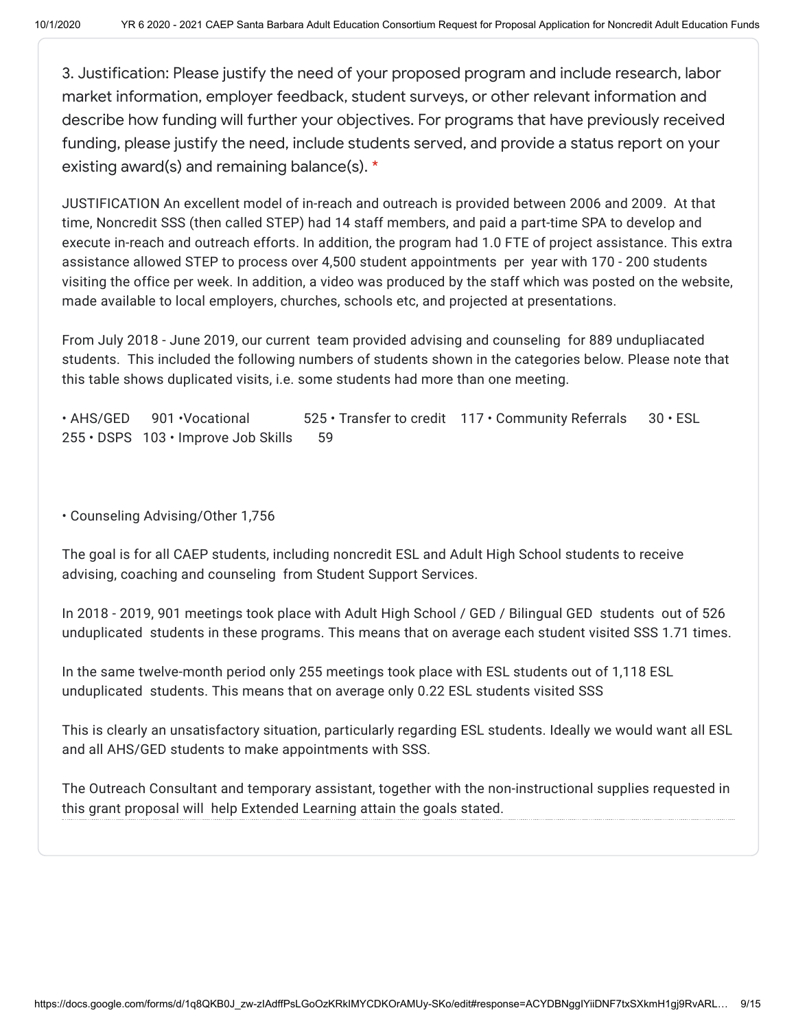3. Justification: Please justify the need of your proposed program and include research, labor market information, employer feedback, student surveys, or other relevant information and describe how funding will further your objectives. For programs that have previously received funding, please justify the need, include students served, and provide a status report on your existing award(s) and remaining balance(s). *

JUSTIFICATION An excellent model of in-reach and outreach is provided between 2006 and 2009. At that time, Noncredit SSS (then called STEP) had 14 staff members, and paid a part-time SPA to develop and execute in-reach and outreach efforts. In addition, the program had 1.0 FTE of project assistance. This extra assistance allowed STEP to process over 4,500 student appointments per year with 170 - 200 students visiting the office per week. In addition, a video was produced by the staff which was posted on the website, made available to local employers, churches, schools etc, and projected at presentations.

From July 2018 - June 2019, our current team provided advising and counseling for 889 unduplicated students. This included the following numbers of students shown in the categories below. Please note that this table shows duplicated visits, i.e. some students had more than one meeting.

• AHS/GED 901 •Vocational 525 • Transfer to credit 117 • Community Referrals 30 • ESL 255 • DSPS 103 • Improve Job Skills 59

• Counseling Advising/Other 1,756

The goal is for all CAEP students, including noncredit ESL and Adult High School students to receive advising, coaching and counseling from Student Support Services.

In 2018 - 2019, 901 meetings took place with Adult High School / GED / Bilingual GED students out of 526 unduplicated students in these programs. This means that on average each student visited SSS 1.71 times.

In the same twelve-month period only 255 meetings took place with ESL students out of 1,118 ESL unduplicated students. This means that on average only 0.22 ESL students visited SSS

This is clearly an unsatisfactory situation, particularly regarding ESL students. Ideally we would want all ESL and all AHS/GED students to make appointments with SSS.

The Outreach Consultant and temporary assistant, together with the non-instructional supplies requested in this grant proposal will help Extended Learning attain the goals stated.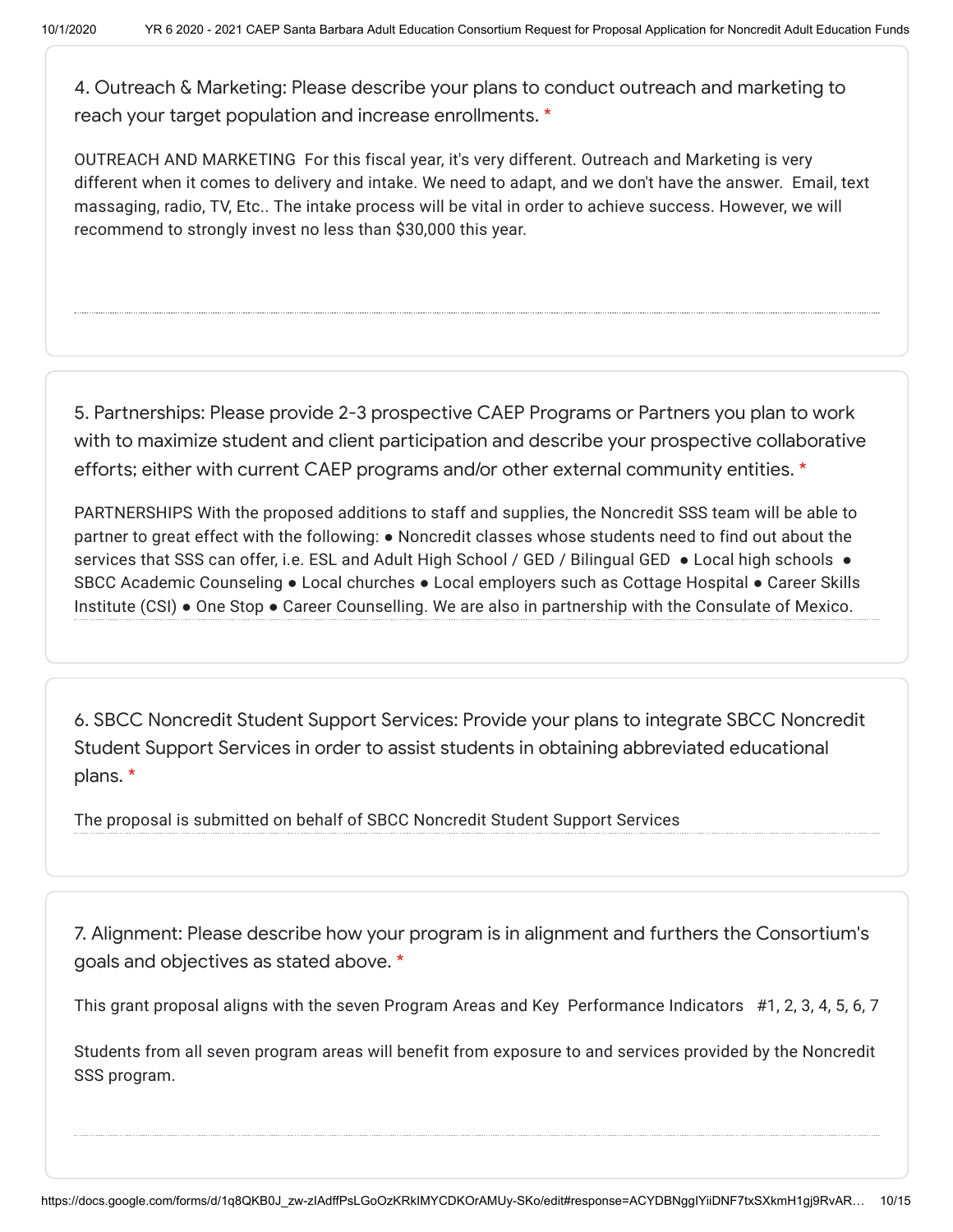4. Outreach & Marketing: Please describe your plans to conduct outreach and marketing to reach your target population and increase enrollments. *

OUTREACH AND MARKETING For this fiscal year, it's very different. Outreach and Marketing is very different when it comes to delivery and intake. We need to adapt, and we don't have the answer. Email, text massaging, radio, TV, Etc.. The intake process will be vital in order to achieve success. However, we will recommend to strongly invest no less than $30,000 this year.

5. Partnerships: Please provide 2-3 prospective CAEP Programs or Partners you plan to work with to maximize student and client participation and describe your prospective collaborative efforts; either with current CAEP programs and/or other external community entities. *

PARTNERSHIPS With the proposed additions to staff and supplies, the Noncredit SSS team will be able to partner to great effect with the following: ● Noncredit classes whose students need to find out about the services that SSS can offer, i.e. ESL and Adult High School / GED / Bilingual GED ● Local high schools ● SBCC Academic Counseling ● Local churches ● Local employers such as Cottage Hospital ● Career Skills Institute (CSI) ● One Stop ● Career Counselling. We are also in partnership with the Consulate of Mexico.

6. SBCC Noncredit Student Support Services: Provide your plans to integrate SBCC Noncredit Student Support Services in order to assist students in obtaining abbreviated educational plans. *

The proposal is submitted on behalf of SBCC Noncredit Student Support Services

7. Alignment: Please describe how your program is in alignment and furthers the Consortium's goals and objectives as stated above. *

This grant proposal aligns with the seven Program Areas and Key Performance Indicators #1, 2, 3, 4, 5, 6, 7

Students from all seven program areas will benefit from exposure to and services provided by the Noncredit SSS program.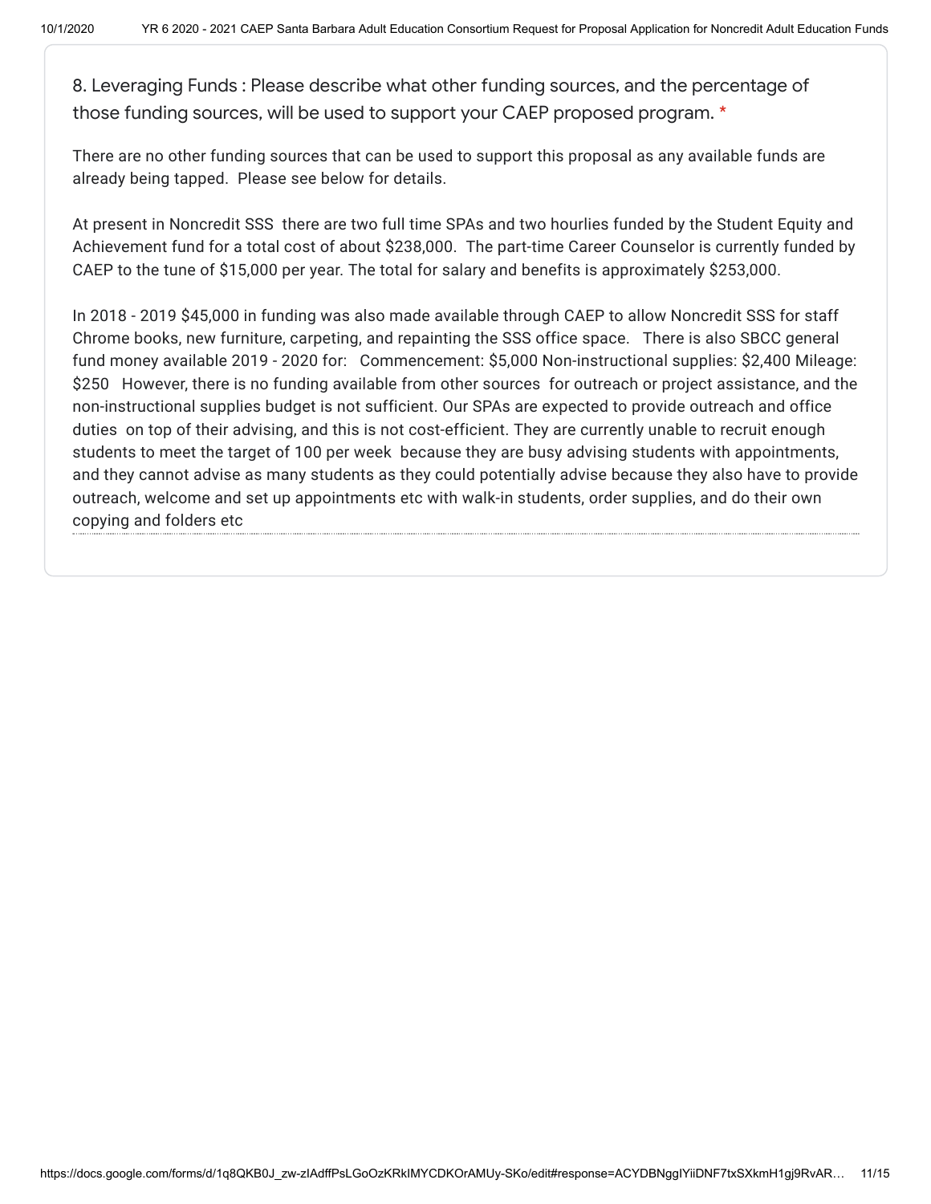8. Leveraging Funds : Please describe what other funding sources, and the percentage of those funding sources, will be used to support your CAEP proposed program. *

There are no other funding sources that can be used to support this proposal as any available funds are already being tapped. Please see below for details.

At present in Noncredit SSS there are two full time SPAs and two hourlies funded by the Student Equity and Achievement fund for a total cost of about $238,000. The part-time Career Counselor is currently funded by CAEP to the tune of $15,000 per year. The total for salary and benefits is approximately $253,000.

In 2018 - 2019 $45,000 in funding was also made available through CAEP to allow Noncredit SSS for staff Chrome books, new furniture, carpeting, and repainting the SSS office space. There is also SBCC general fund money available 2019 - 2020 for: Commencement: $5,000 Non-instructional supplies: $2,400 Mileage: $250 However, there is no funding available from other sources for outreach or project assistance, and the non-instructional supplies budget is not sufficient. Our SPAs are expected to provide outreach and office duties on top of their advising, and this is not cost-efficient. They are currently unable to recruit enough students to meet the target of 100 per week because they are busy advising students with appointments, and they cannot advise as many students as they could potentially advise because they also have to provide outreach, welcome and set up appointments etc with walk-in students, order supplies, and do their own copying and folders etc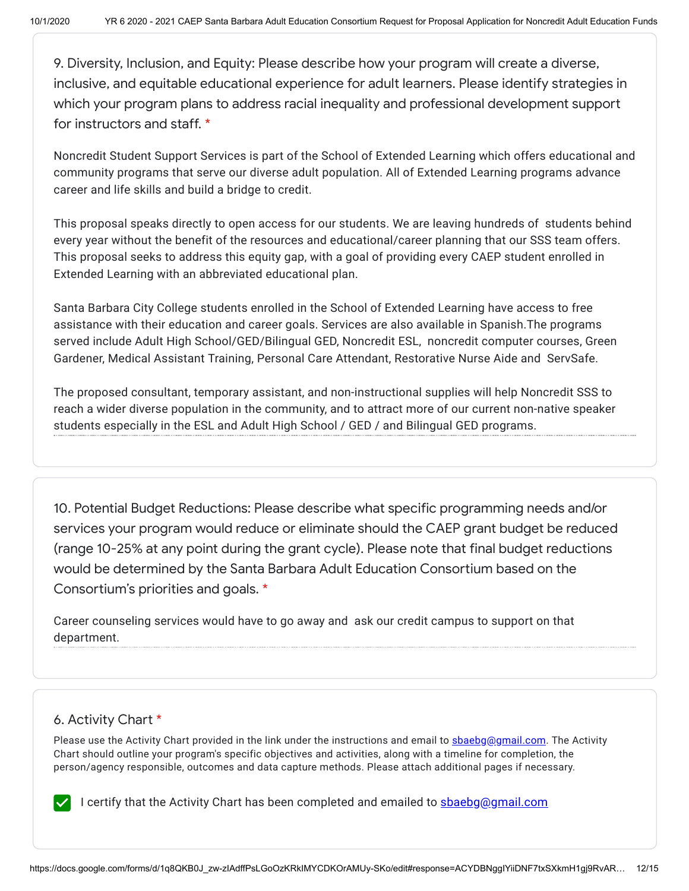9. Diversity, Inclusion, and Equity: Please describe how your program will create a diverse, inclusive, and equitable educational experience for adult learners. Please identify strategies in which your program plans to address racial inequality and professional development support for instructors and staff. *

Noncredit Student Support Services is part of the School of Extended Learning which offers educational and community programs that serve our diverse adult population. All of Extended Learning programs advance career and life skills and build a bridge to credit.

This proposal speaks directly to open access for our students. We are leaving hundreds of students behind every year without the benefit of the resources and educational/career planning that our SSS team offers. This proposal seeks to address this equity gap, with a goal of providing every CAEP student enrolled in Extended Learning with an abbreviated educational plan.

Santa Barbara City College students enrolled in the School of Extended Learning have access to free assistance with their education and career goals. Services are also available in Spanish.The programs served include Adult High School/GED/Bilingual GED, Noncredit ESL, noncredit computer courses, Green Gardener, Medical Assistant Training, Personal Care Attendant, Restorative Nurse Aide and ServSafe.

The proposed consultant, temporary assistant, and non-instructional supplies will help Noncredit SSS to reach a wider diverse population in the community, and to attract more of our current non-native speaker students especially in the ESL and Adult High School / GED / and Bilingual GED programs.

10. Potential Budget Reductions: Please describe what specific programming needs and/or services your program would reduce or eliminate should the CAEP grant budget be reduced (range 10-25% at any point during the grant cycle). Please note that final budget reductions would be determined by the Santa Barbara Adult Education Consortium based on the Consortium's priorities and goals. *

Career counseling services would have to go away and ask our credit campus to support on that department.

6. Activity Chart *

Please use the Activity Chart provided in the link under the instructions and email to sbaebg@gmail.com. The Activity Chart should outline your program's specific objectives and activities, along with a timeline for completion, the person/agency responsible, outcomes and data capture methods. Please attach additional pages if necessary.

- [x] I certify that the Activity Chart has been completed and emailed to sbaebg@gmail.com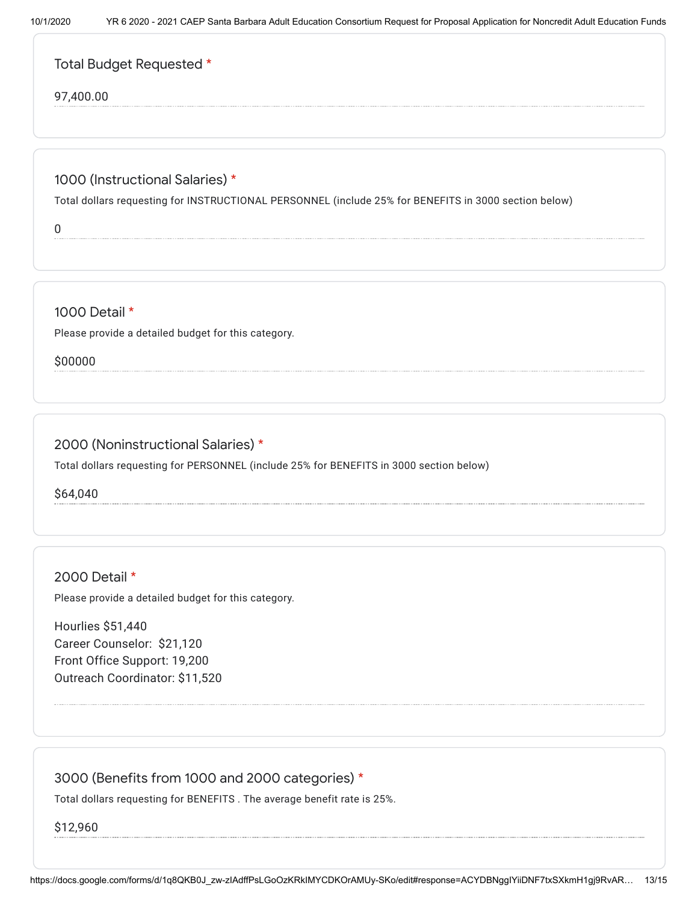### Total Budget Requested *

97,400.00

### 1000 (Instructional Salaries) *

Total dollars requesting for INSTRUCTIONAL PERSONNEL (include 25% for BENEFITS in 3000 section below)

0

### 1000 Detail *

Please provide a detailed budget for this category.

$00000

### 2000 (Noninstructional Salaries) *

Total dollars requesting for PERSONNEL (include 25% for BENEFITS in 3000 section below)

$64,040

### 2000 Detail *

Please provide a detailed budget for this category.

Hourlies $51,440
Career Counselor:  $21,120
Front Office Support: 19,200
Outreach Coordinator: $11,520

### 3000 (Benefits from 1000 and 2000 categories) *

Total dollars requesting for BENEFITS . The average benefit rate is 25%.

$12,960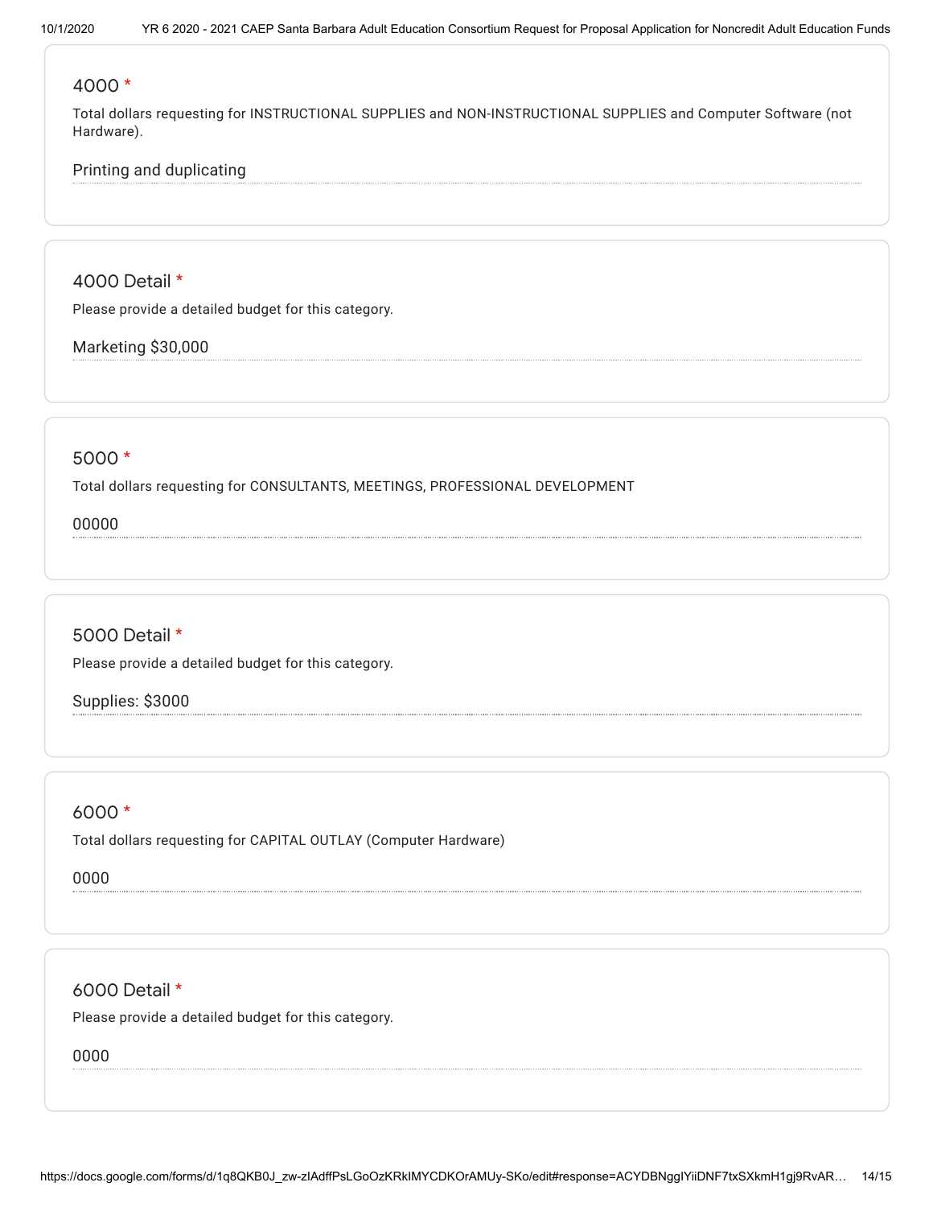### 4000 *

Total dollars requesting for INSTRUCTIONAL SUPPLIES and NON-INSTRUCTIONAL SUPPLIES and Computer Software (not Hardware).

Printing and duplicating

### 4000 Detail *

Please provide a detailed budget for this category.

Marketing $30,000

### 5000 *

Total dollars requesting for CONSULTANTS, MEETINGS, PROFESSIONAL DEVELOPMENT

00000

### 5000 Detail *

Please provide a detailed budget for this category.

Supplies: $3000

### 6000 *

Total dollars requesting for CAPITAL OUTLAY (Computer Hardware)

0000

### 6000 Detail *

Please provide a detailed budget for this category.

0000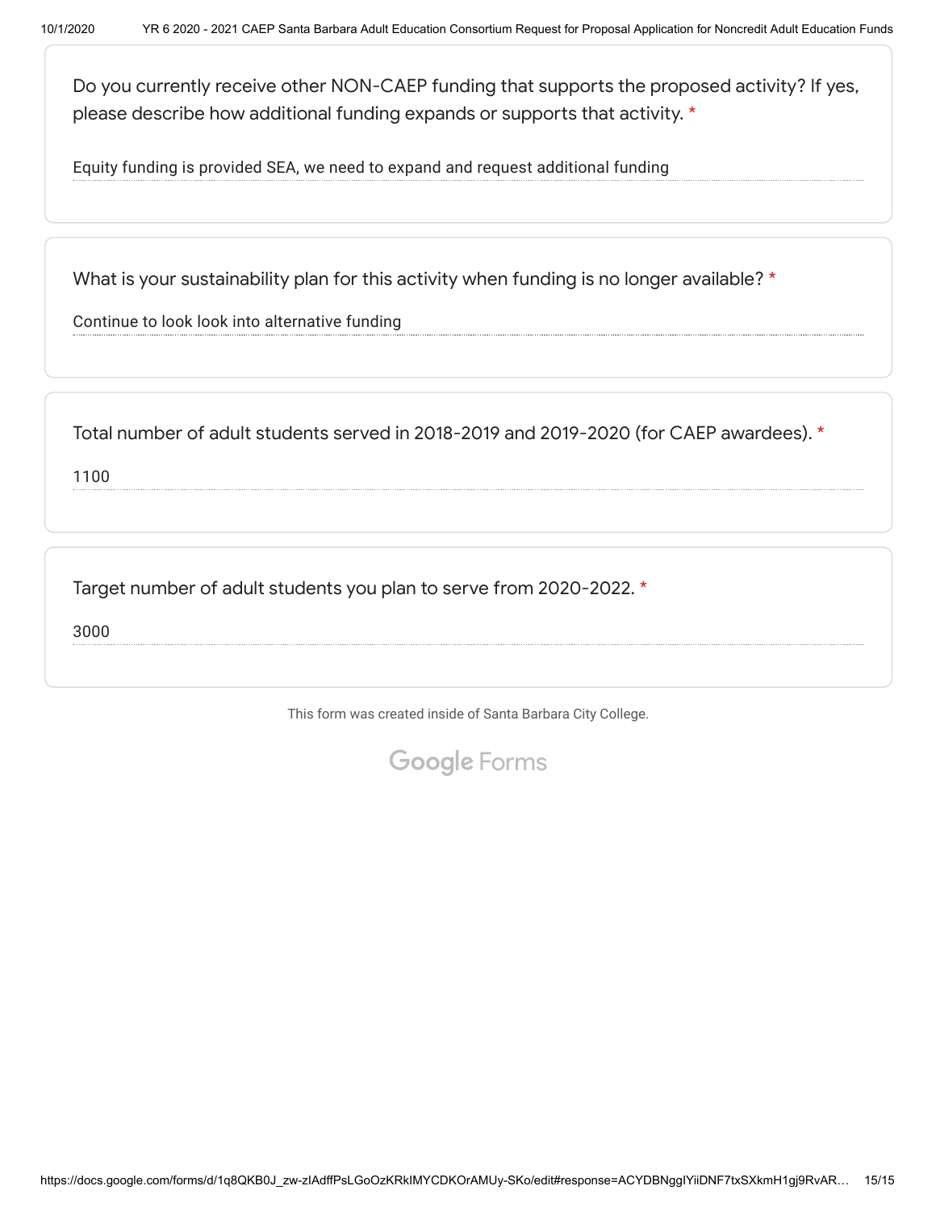Do you currently receive other NON-CAEP funding that supports the proposed activity? If yes, please describe how additional funding expands or supports that activity. *

Equity funding is provided SEA, we need to expand and request additional funding

What is your sustainability plan for this activity when funding is no longer available? *

Continue to look look into alternative funding

Total number of adult students served in 2018-2019 and 2019-2020 (for CAEP awardees). *

1100

Target number of adult students you plan to serve from 2020-2022. *

3000

This form was created inside of Santa Barbara City College.

Google Forms